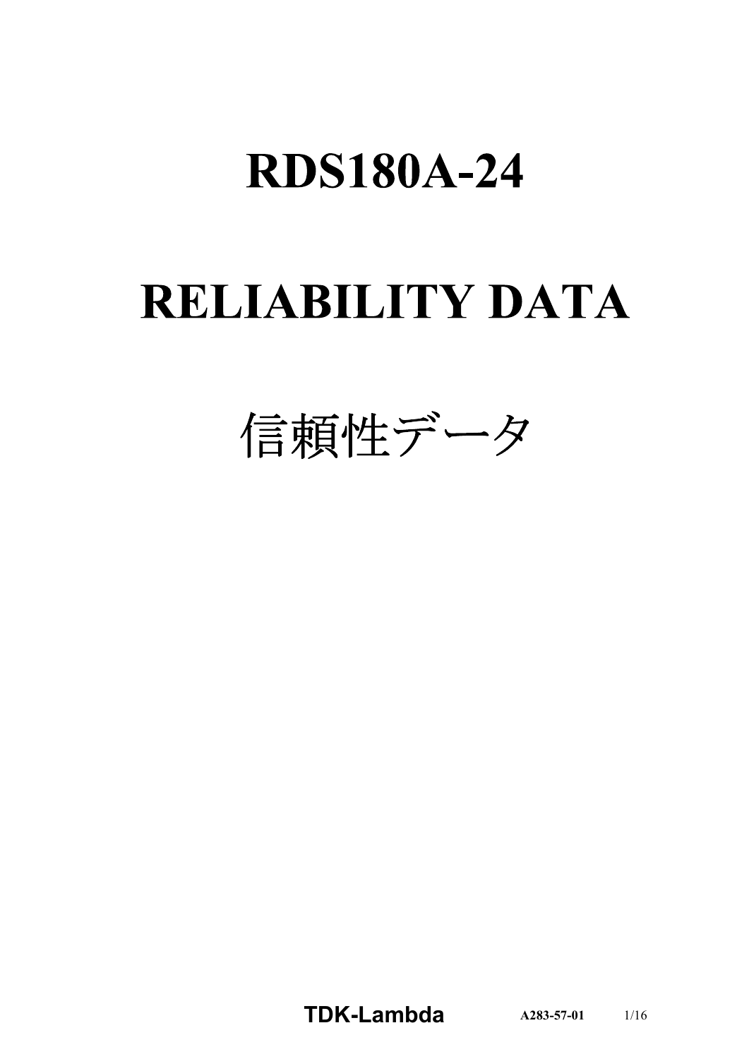# RDS180A-24

# RELIABILITY DATA

# 信頼性データ

**TDK-Lambda** **A283-57-01**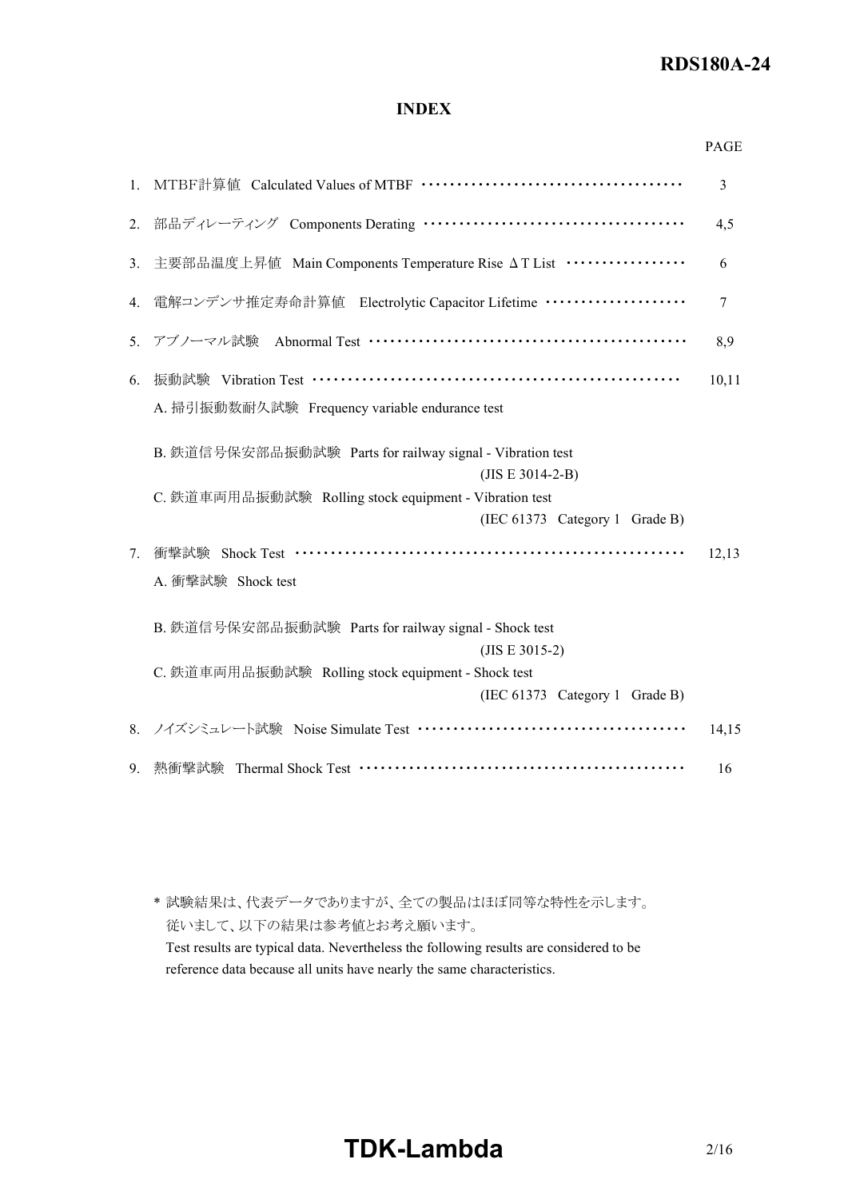## INDEX

| | | PAGE |
|---|---|---|
| 1. | MTBF計算値 Calculated Values of MTBF | 3 |
| 2. | 部品ディレーティング Components Derating | 4,5 |
| 3. | 主要部品温度上昇値 Main Components Temperature Rise ΔT List | 6 |
| 4. | 電解コンデンサ推定寿命計算値 Electrolytic Capacitor Lifetime | 7 |
| 5. | アブノーマル試験 Abnormal Test | 8,9 |
| 6. | 振動試験 Vibration Test | 10,11 |
| | A. 掃引振動数耐久試験 Frequency variable endurance test | |
| | B. 鉄道信号保安部品振動試験 Parts for railway signal - Vibration test (JIS E 3014-2-B) | |
| | C. 鉄道車両用品振動試験 Rolling stock equipment - Vibration test (IEC 61373 Category 1 Grade B) | |
| 7. | 衝撃試験 Shock Test | 12,13 |
| | A. 衝撃試験 Shock test | |
| | B. 鉄道信号保安部品振動試験 Parts for railway signal - Shock test (JIS E 3015-2) | |
| | C. 鉄道車両用品振動試験 Rolling stock equipment - Shock test (IEC 61373 Category 1 Grade B) | |
| 8. | ノイズシミュレート試験 Noise Simulate Test | 14,15 |
| 9. | 熱衝撃試験 Thermal Shock Test | 16 |

\* 試験結果は、代表データでありますが、全ての製品はほぼ同等な特性を示します。
従いまして、以下の結果は参考値とお考え願います。
Test results are typical data. Nevertheless the following results are considered to be reference data because all units have nearly the same characteristics.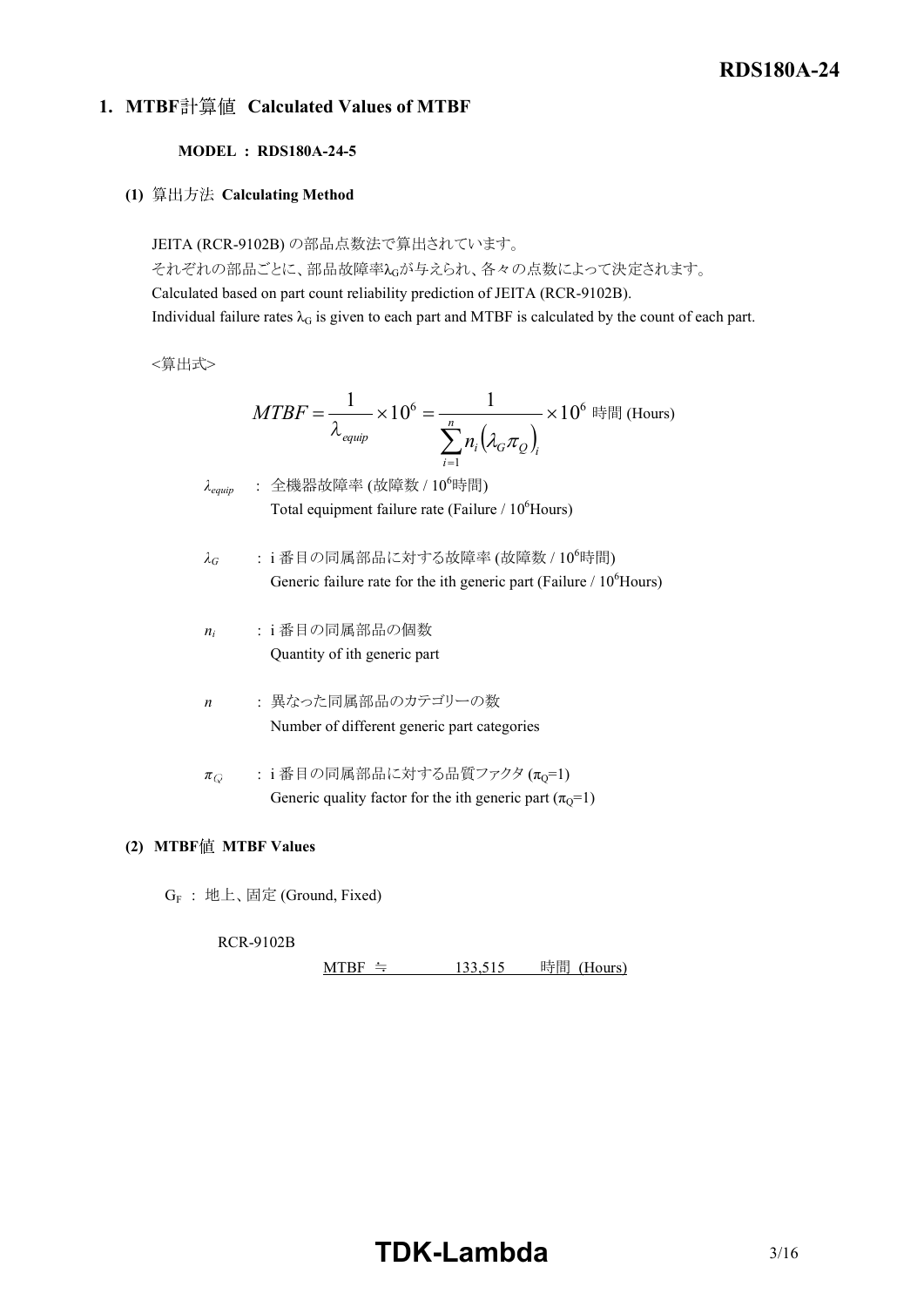## 1. MTBF計算値 Calculated Values of MTBF

**MODEL : RDS180A-24-5**

**(1)** 算出方法 **Calculating Method**

JEITA (RCR-9102B) の部品点数法で算出されています。
それぞれの部品ごとに、部品故障率$\lambda_G$が与えられ、各々の点数によって決定されます。
Calculated based on part count reliability prediction of JEITA (RCR-9102B).
Individual failure rates $\lambda_G$ is given to each part and MTBF is calculated by the count of each part.

<算出式>

$$MTBF = \frac{1}{\lambda_{equip}} \times 10^6 = \frac{1}{\sum_{i=1}^{n} n_i \left(\lambda_G \pi_Q\right)_i} \times 10^6 \text{ 時間 (Hours)}$$

$\lambda_{equip}$ : 全機器故障率 (故障数 / $10^6$時間)
Total equipment failure rate (Failure / $10^6$Hours)

$\lambda_G$ : i 番目の同属部品に対する故障率 (故障数 / $10^6$時間)
Generic failure rate for the ith generic part (Failure / $10^6$Hours)

$n_i$ : i 番目の同属部品の個数
Quantity of ith generic part

$n$ : 異なった同属部品のカテゴリーの数
Number of different generic part categories

$\pi_Q$ : i 番目の同属部品に対する品質ファクタ ($\pi_Q$=1)
Generic quality factor for the ith generic part ($\pi_Q$=1)

**(2) MTBF値 MTBF Values**

$G_F$ : 地上、固定 (Ground, Fixed)

RCR-9102B

MTBF ≒ 133,515 時間 (Hours)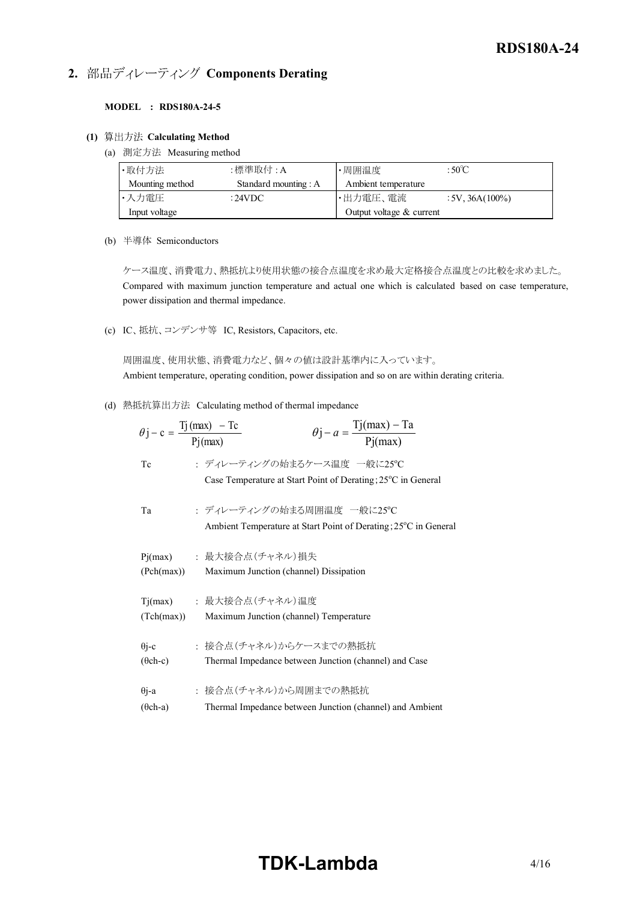## 2. 部品ディレーティング Components Derating

**MODEL : RDS180A-24-5**

**(1)** 算出方法 **Calculating Method**

(a) 測定方法 Measuring method

| ・取付方法 Mounting method | :標準取付 : A Standard mounting : A | ・周囲温度 Ambient temperature | :50℃ |
|---|---|---|---|
| ・入力電圧 Input voltage | :24VDC | ・出力電圧、電流 Output voltage & current | :5V, 36A(100%) |

(b) 半導体 Semiconductors

ケース温度、消費電力、熱抵抗より使用状態の接合点温度を求め最大定格接合点温度との比較を求めました。
Compared with maximum junction temperature and actual one which is calculated based on case temperature, power dissipation and thermal impedance.

(c) IC、抵抗、コンデンサ等 IC, Resistors, Capacitors, etc.

周囲温度、使用状態、消費電力など、個々の値は設計基準内に入っています。
Ambient temperature, operating condition, power dissipation and so on are within derating criteria.

(d) 熱抵抗算出方法 Calculating method of thermal impedance

$$\theta j - c = \frac{Tj(max) - Tc}{Pj(max)} \qquad \theta j - a = \frac{Tj(max) - Ta}{Pj(max)}$$

Tc : ディレーティングの始まるケース温度 一般に25°C
Case Temperature at Start Point of Derating; 25°C in General

Ta : ディレーティングの始まる周囲温度 一般に25°C
Ambient Temperature at Start Point of Derating; 25°C in General

Pj(max) (Pch(max)) : 最大接合点(チャネル)損失
Maximum Junction (channel) Dissipation

Tj(max) (Tch(max)) : 最大接合点(チャネル)温度
Maximum Junction (channel) Temperature

θj-c (θch-c) : 接合点(チャネル)からケースまでの熱抵抗
Thermal Impedance between Junction (channel) and Case

θj-a (θch-a) : 接合点(チャネル)から周囲までの熱抵抗
Thermal Impedance between Junction (channel) and Ambient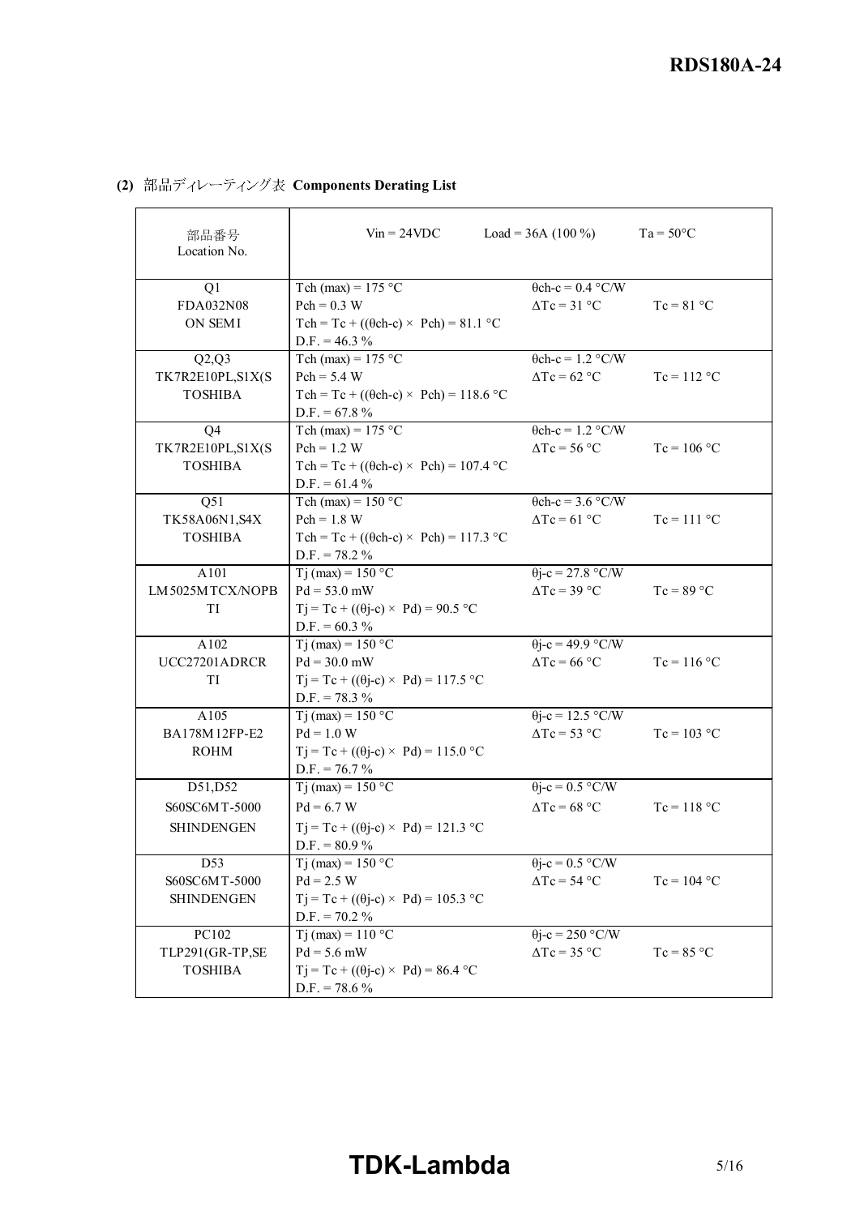**(2)** 部品ディレーティング表 **Components Derating List**

| 部品番号<br>Location No. | Vin = 24VDC　　Load = 36A (100 %) | | Ta = 50°C |
|---|---|---|---|
| Q1<br>FDA032N08<br>ON SEMI | Tch (max) = 175 °C<br>Pch = 0.3 W<br>Tch = Tc + ((θch-c) × Pch) = 81.1 °C<br>D.F. = 46.3 % | θch-c = 0.4 °C/W<br>ΔTc = 31 °C | Tc = 81 °C |
| Q2,Q3<br>TK7R2E10PL,S1X(S<br>TOSHIBA | Tch (max) = 175 °C<br>Pch = 5.4 W<br>Tch = Tc + ((θch-c) × Pch) = 118.6 °C<br>D.F. = 67.8 % | θch-c = 1.2 °C/W<br>ΔTc = 62 °C | Tc = 112 °C |
| Q4<br>TK7R2E10PL,S1X(S<br>TOSHIBA | Tch (max) = 175 °C<br>Pch = 1.2 W<br>Tch = Tc + ((θch-c) × Pch) = 107.4 °C<br>D.F. = 61.4 % | θch-c = 1.2 °C/W<br>ΔTc = 56 °C | Tc = 106 °C |
| Q51<br>TK58A06N1,S4X<br>TOSHIBA | Tch (max) = 150 °C<br>Pch = 1.8 W<br>Tch = Tc + ((θch-c) × Pch) = 117.3 °C<br>D.F. = 78.2 % | θch-c = 3.6 °C/W<br>ΔTc = 61 °C | Tc = 111 °C |
| A101<br>LM5025MTCX/NOPB<br>TI | Tj (max) = 150 °C<br>Pd = 53.0 mW<br>Tj = Tc + ((θj-c) × Pd) = 90.5 °C<br>D.F. = 60.3 % | θj-c = 27.8 °C/W<br>ΔTc = 39 °C | Tc = 89 °C |
| A102<br>UCC27201ADRCR<br>TI | Tj (max) = 150 °C<br>Pd = 30.0 mW<br>Tj = Tc + ((θj-c) × Pd) = 117.5 °C<br>D.F. = 78.3 % | θj-c = 49.9 °C/W<br>ΔTc = 66 °C | Tc = 116 °C |
| A105<br>BA178M12FP-E2<br>ROHM | Tj (max) = 150 °C<br>Pd = 1.0 W<br>Tj = Tc + ((θj-c) × Pd) = 115.0 °C<br>D.F. = 76.7 % | θj-c = 12.5 °C/W<br>ΔTc = 53 °C | Tc = 103 °C |
| D51,D52<br>S60SC6MT-5000<br>SHINDENGEN | Tj (max) = 150 °C<br>Pd = 6.7 W<br>Tj = Tc + ((θj-c) × Pd) = 121.3 °C<br>D.F. = 80.9 % | θj-c = 0.5 °C/W<br>ΔTc = 68 °C | Tc = 118 °C |
| D53<br>S60SC6MT-5000<br>SHINDENGEN | Tj (max) = 150 °C<br>Pd = 2.5 W<br>Tj = Tc + ((θj-c) × Pd) = 105.3 °C<br>D.F. = 70.2 % | θj-c = 0.5 °C/W<br>ΔTc = 54 °C | Tc = 104 °C |
| PC102<br>TLP291(GR-TP,SE<br>TOSHIBA | Tj (max) = 110 °C<br>Pd = 5.6 mW<br>Tj = Tc + ((θj-c) × Pd) = 86.4 °C<br>D.F. = 78.6 % | θj-c = 250 °C/W<br>ΔTc = 35 °C | Tc = 85 °C |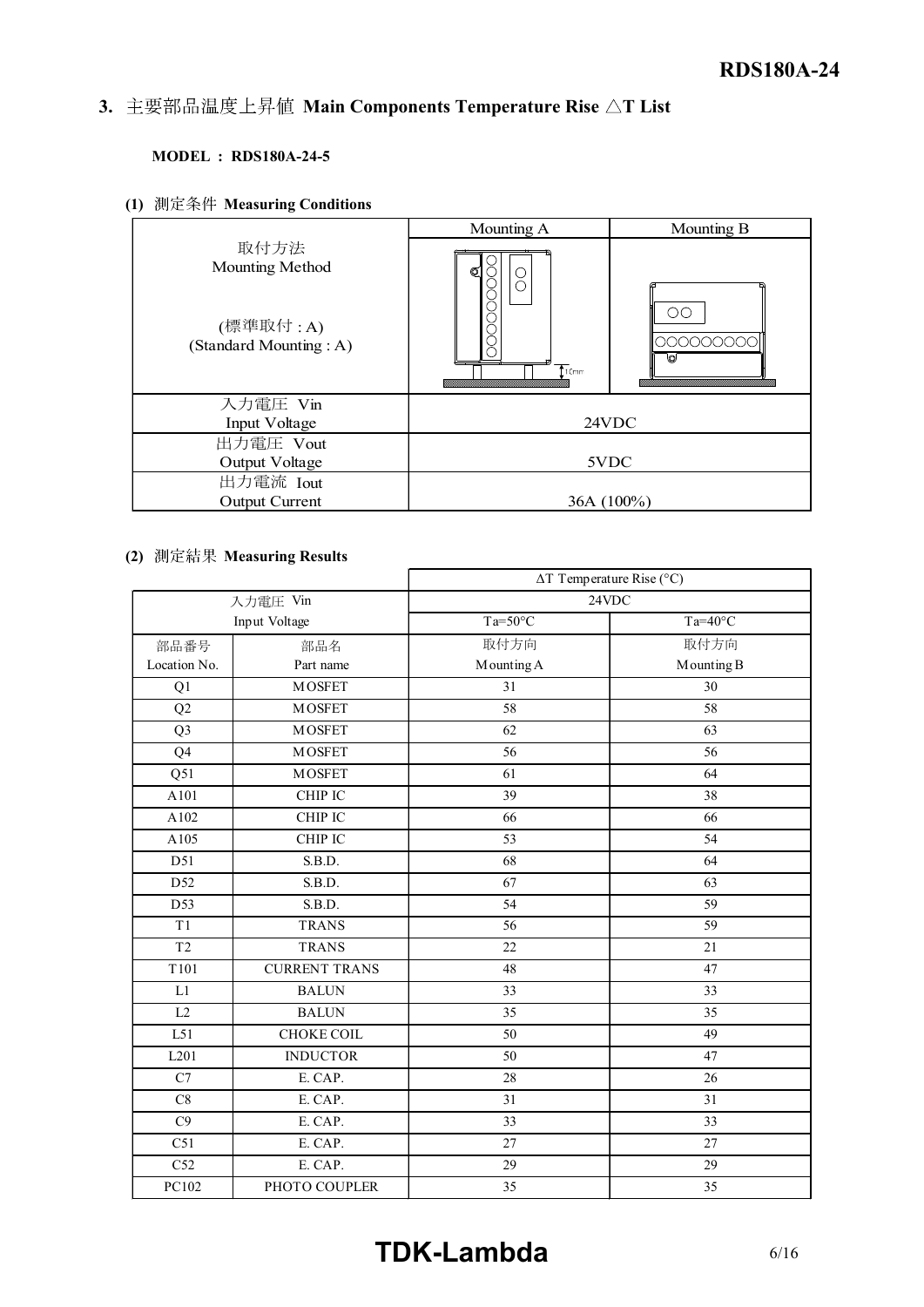## 3. 主要部品温度上昇値 Main Components Temperature Rise △T List

**MODEL : RDS180A-24-5**

### (1) 測定条件 Measuring Conditions

| | Mounting A | Mounting B |
|---|---|---|
| 取付方法<br>Mounting Method<br><br>(標準取付 : A)<br>(Standard Mounting : A) | | |
| 入力電圧 Vin<br>Input Voltage | 24VDC | |
| 出力電圧 Vout<br>Output Voltage | 5VDC | |
| 出力電流 Iout<br>Output Current | 36A (100%) | |

### (2) 測定結果 Measuring Results

| | | ΔT Temperature Rise (°C) | |
|---|---|---|---|
| 入力電圧 Vin<br>Input Voltage | | 24VDC | |
| | | Ta=50°C | Ta=40°C |
| 部品番号<br>Location No. | 部品名<br>Part name | 取付方向<br>Mounting A | 取付方向<br>Mounting B |
| Q1 | MOSFET | 31 | 30 |
| Q2 | MOSFET | 58 | 58 |
| Q3 | MOSFET | 62 | 63 |
| Q4 | MOSFET | 56 | 56 |
| Q51 | MOSFET | 61 | 64 |
| A101 | CHIP IC | 39 | 38 |
| A102 | CHIP IC | 66 | 66 |
| A105 | CHIP IC | 53 | 54 |
| D51 | S.B.D. | 68 | 64 |
| D52 | S.B.D. | 67 | 63 |
| D53 | S.B.D. | 54 | 59 |
| T1 | TRANS | 56 | 59 |
| T2 | TRANS | 22 | 21 |
| T101 | CURRENT TRANS | 48 | 47 |
| L1 | BALUN | 33 | 33 |
| L2 | BALUN | 35 | 35 |
| L51 | CHOKE COIL | 50 | 49 |
| L201 | INDUCTOR | 50 | 47 |
| C7 | E. CAP. | 28 | 26 |
| C8 | E. CAP. | 31 | 31 |
| C9 | E. CAP. | 33 | 33 |
| C51 | E. CAP. | 27 | 27 |
| C52 | E. CAP. | 29 | 29 |
| PC102 | PHOTO COUPLER | 35 | 35 |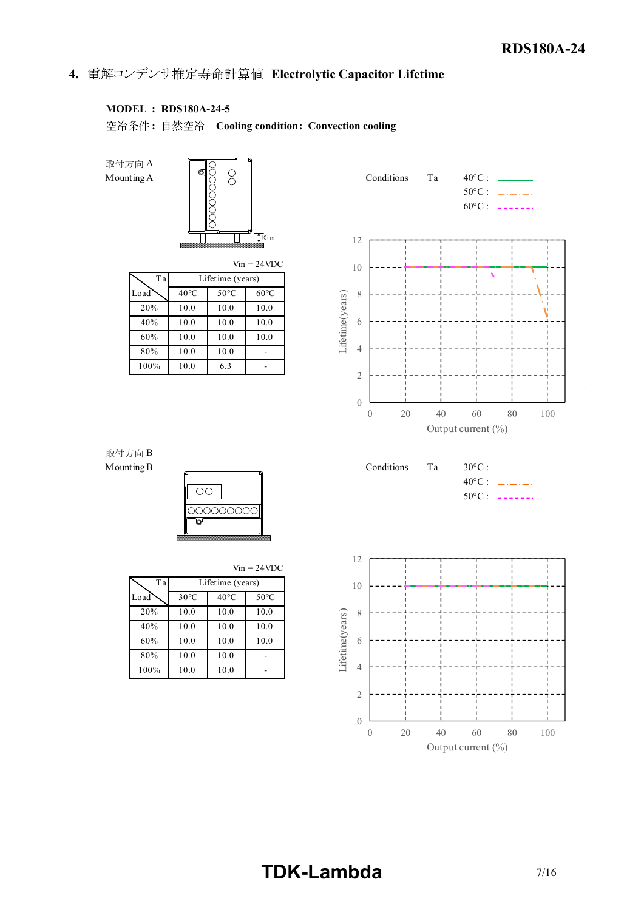## 4. 電解コンデンサ推定寿命計算値 Electrolytic Capacitor Lifetime

**MODEL : RDS180A-24-5**

空冷条件 : 自然空冷 **Cooling condition : Convection cooling**

取付方向 A
Mounting A

Vin = 24VDC

| Load \ Ta | Lifetime (years) | | |
|---|---|---|---|
| | 40℃ | 50℃ | 60℃ |
| 20% | 10.0 | 10.0 | 10.0 |
| 40% | 10.0 | 10.0 | 10.0 |
| 60% | 10.0 | 10.0 | 10.0 |
| 80% | 10.0 | 10.0 | - |
| 100% | 10.0 | 6.3 | - |

Conditions Ta 40°C : ———— 50°C : —·—·— 60°C : - - - - - -

Lifetime(years) vs Output current (%)

取付方向 B
Mounting B

Vin = 24VDC

| Load \ Ta | Lifetime (years) | | |
|---|---|---|---|
| | 30℃ | 40℃ | 50℃ |
| 20% | 10.0 | 10.0 | 10.0 |
| 40% | 10.0 | 10.0 | 10.0 |
| 60% | 10.0 | 10.0 | 10.0 |
| 80% | 10.0 | 10.0 | - |
| 100% | 10.0 | 10.0 | - |

Conditions Ta 30°C : ———— 40°C : —·—·— 50°C : - - - - - -

Lifetime(years) vs Output current (%)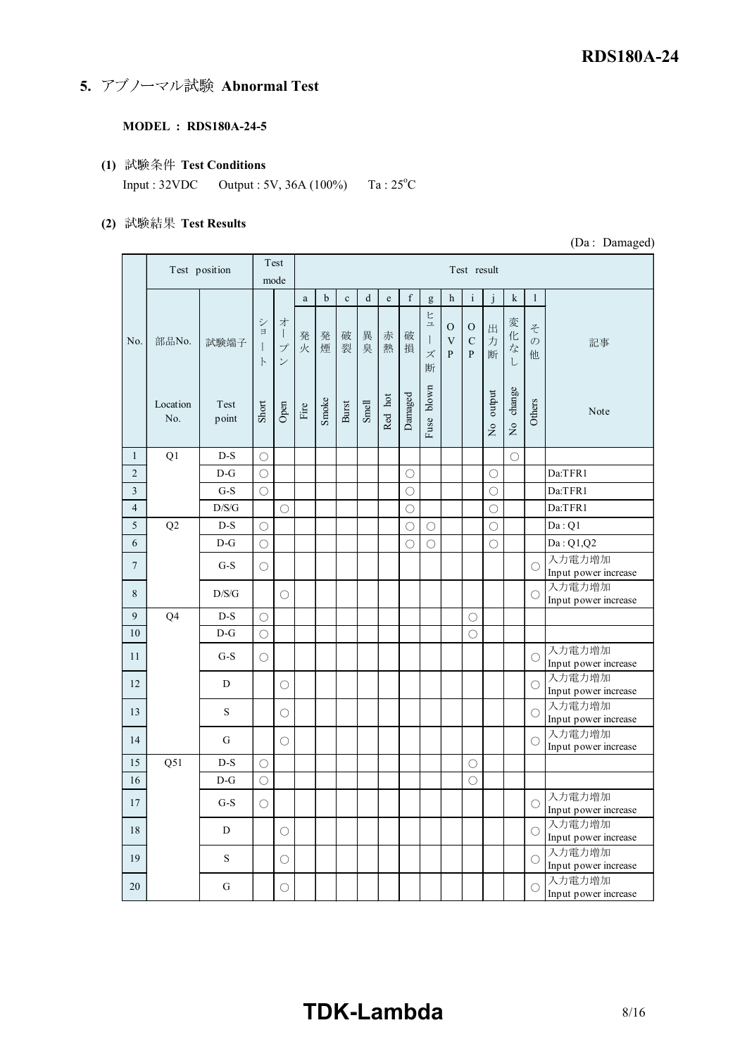## 5. アブノーマル試験 Abnormal Test

**MODEL : RDS180A-24-5**

**(1) 試験条件 Test Conditions**

Input : 32VDC    Output : 5V, 36A (100%)    Ta : 25°C

**(2) 試験結果 Test Results**

(Da : Damaged)

| No. | Test position | | Test mode | | Test result | | | | | | | | | | | | |
|---|---|---|---|---|---|---|---|---|---|---|---|---|---|---|---|---|---|
| | | | | | a | b | c | d | e | f | g | h | i | j | k | l | |
| | 部品No. Location No. | 試験端子 Test point | ショート Short | オープン Open | 発火 Fire | 発煙 Smoke | 破裂 Burst | 異臭 Smell | 赤熱 Red hot | 破損 Damaged | ヒューズ断 Fuse blown | OVP | OCP | 出力断 No output | 変化なし No change | その他 Others | 記事 Note |
| 1 | Q1 | D-S | ○ | | | | | | | | | | | | ○ | | |
| 2 | | D-G | ○ | | | | | | | ○ | | | | ○ | | | Da:TFR1 |
| 3 | | G-S | ○ | | | | | | | ○ | | | | ○ | | | Da:TFR1 |
| 4 | | D/S/G | | ○ | | | | | | ○ | | | | ○ | | | Da:TFR1 |
| 5 | Q2 | D-S | ○ | | | | | | | ○ | ○ | | | ○ | | | Da : Q1 |
| 6 | | D-G | ○ | | | | | | | ○ | ○ | | | ○ | | | Da : Q1,Q2 |
| 7 | | G-S | ○ | | | | | | | | | | | | | ○ | 入力電力増加 Input power increase |
| 8 | | D/S/G | | ○ | | | | | | | | | | | | ○ | 入力電力増加 Input power increase |
| 9 | Q4 | D-S | ○ | | | | | | | | | | ○ | | | | |
| 10 | | D-G | ○ | | | | | | | | | | ○ | | | | |
| 11 | | G-S | ○ | | | | | | | | | | | | | ○ | 入力電力増加 Input power increase |
| 12 | | D | | ○ | | | | | | | | | | | | ○ | 入力電力増加 Input power increase |
| 13 | | S | | ○ | | | | | | | | | | | | ○ | 入力電力増加 Input power increase |
| 14 | | G | | ○ | | | | | | | | | | | | ○ | 入力電力増加 Input power increase |
| 15 | Q51 | D-S | ○ | | | | | | | | | | ○ | | | | |
| 16 | | D-G | ○ | | | | | | | | | | ○ | | | | |
| 17 | | G-S | ○ | | | | | | | | | | | | | ○ | 入力電力増加 Input power increase |
| 18 | | D | | ○ | | | | | | | | | | | | ○ | 入力電力増加 Input power increase |
| 19 | | S | | ○ | | | | | | | | | | | | ○ | 入力電力増加 Input power increase |
| 20 | | G | | ○ | | | | | | | | | | | | ○ | 入力電力増加 Input power increase |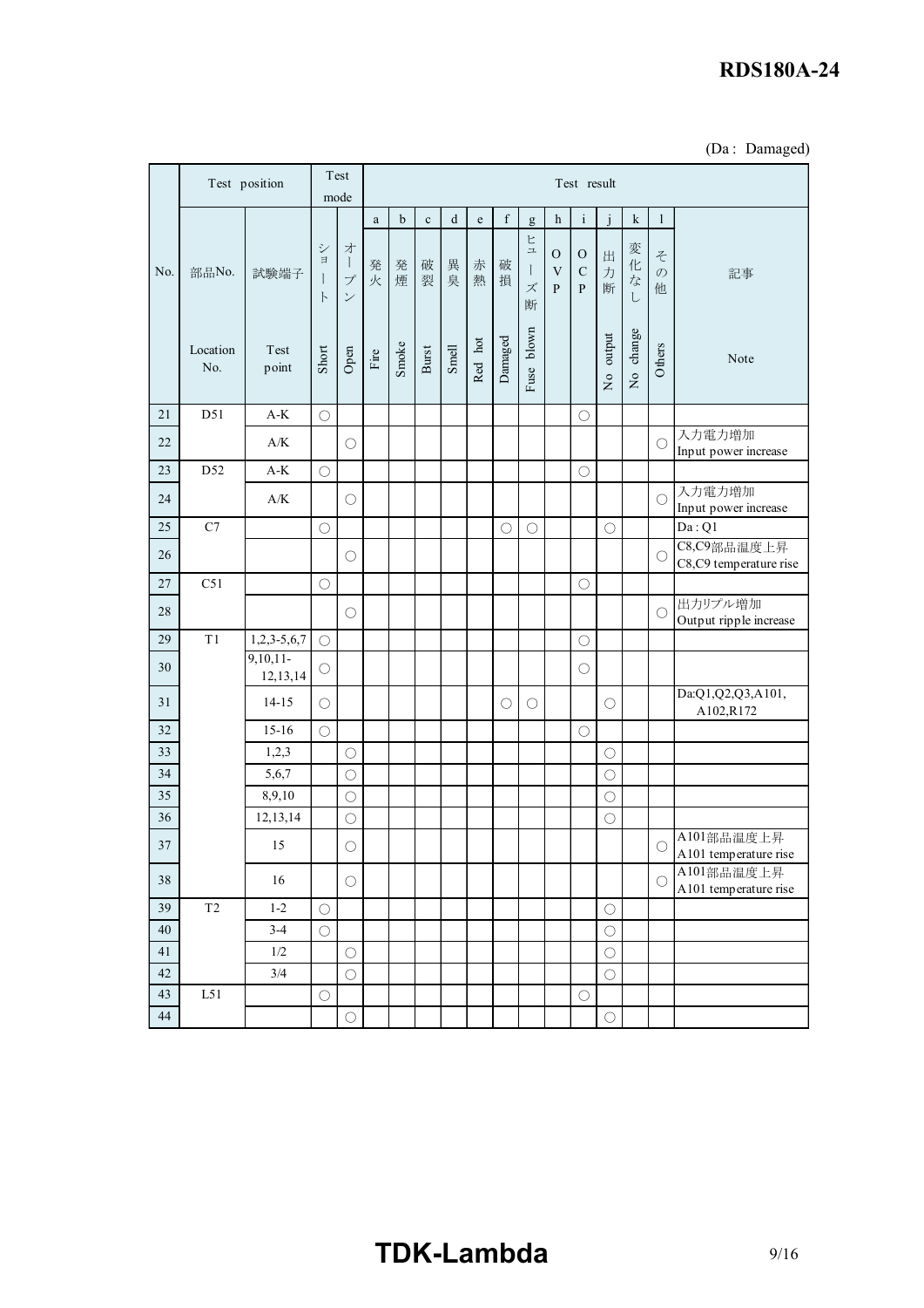(Da : Damaged)

| No. | 部品No. Location No. | 試験端子 Test point | ショート Short | オープン Open | a 発火 Fire | b 発煙 Smoke | c 破裂 Burst | d 異臭 Smell | e 赤熱 Red hot | f 破損 Damaged | g ヒューズ断 Fuse blown | h OVP | i OCP | j 出力断 No output | k 変化なし No change | l その他 Others | 記事 Note |
|---|---|---|---|---|---|---|---|---|---|---|---|---|---|---|---|---|---|
| 21 | D51 | A-K | ○ | | | | | | | | | | ○ | | | | |
| 22 | | A/K | | ○ | | | | | | | | | | | | ○ | 入力電力増加 Input power increase |
| 23 | D52 | A-K | ○ | | | | | | | | | | ○ | | | | |
| 24 | | A/K | | ○ | | | | | | | | | | | | ○ | 入力電力増加 Input power increase |
| 25 | C7 | | ○ | | | | | | | ○ | ○ | | | ○ | | | Da : Q1 |
| 26 | | | | ○ | | | | | | | | | | | | ○ | C8,C9部品温度上昇 C8,C9 temperature rise |
| 27 | C51 | | ○ | | | | | | | | | | ○ | | | | |
| 28 | | | | ○ | | | | | | | | | | | | ○ | 出力リプル増加 Output ripple increase |
| 29 | T1 | 1,2,3-5,6,7 | ○ | | | | | | | | | | ○ | | | | |
| 30 | | 9,10,11-12,13,14 | ○ | | | | | | | | | | ○ | | | | |
| 31 | | 14-15 | ○ | | | | | | | ○ | ○ | | | ○ | | | Da:Q1,Q2,Q3,A101, A102,R172 |
| 32 | | 15-16 | ○ | | | | | | | | | | ○ | | | | |
| 33 | | 1,2,3 | | ○ | | | | | | | | | | ○ | | | |
| 34 | | 5,6,7 | | ○ | | | | | | | | | | ○ | | | |
| 35 | | 8,9,10 | | ○ | | | | | | | | | | ○ | | | |
| 36 | | 12,13,14 | | ○ | | | | | | | | | | ○ | | | |
| 37 | | 15 | | ○ | | | | | | | | | | | | ○ | A101部品温度上昇 A101 temperature rise |
| 38 | | 16 | | ○ | | | | | | | | | | | | ○ | A101部品温度上昇 A101 temperature rise |
| 39 | T2 | 1-2 | ○ | | | | | | | | | | | ○ | | | |
| 40 | | 3-4 | ○ | | | | | | | | | | | ○ | | | |
| 41 | | 1/2 | | ○ | | | | | | | | | | ○ | | | |
| 42 | | 3/4 | | ○ | | | | | | | | | | ○ | | | |
| 43 | L51 | | ○ | | | | | | | | | | ○ | | | | |
| 44 | | | | ○ | | | | | | | | | | ○ | | | |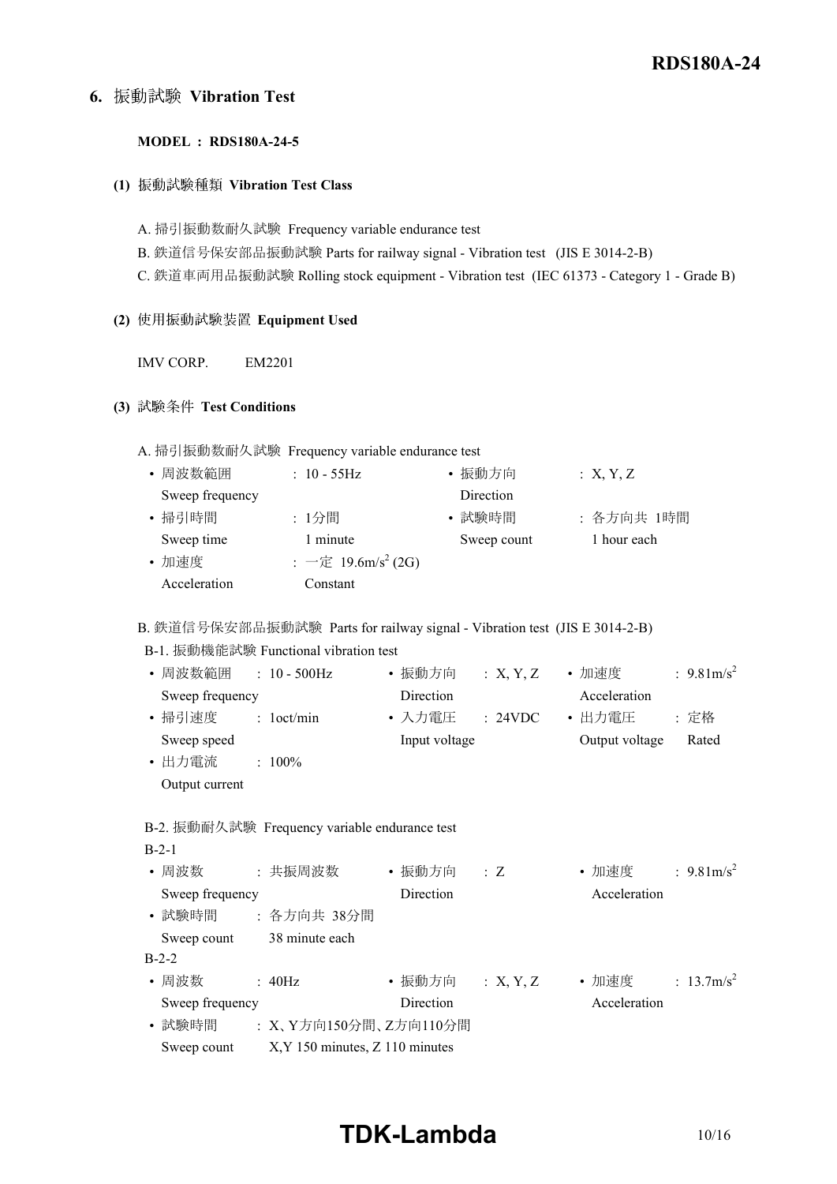## 6. 振動試験 Vibration Test

**MODEL : RDS180A-24-5**

**(1)** 振動試験種類 **Vibration Test Class**

A. 掃引振動数耐久試験 Frequency variable endurance test

B. 鉄道信号保安部品振動試験 Parts for railway signal - Vibration test (JIS E 3014-2-B)

C. 鉄道車両用品振動試験 Rolling stock equipment - Vibration test (IEC 61373 - Category 1 - Grade B)

**(2)** 使用振動試験装置 **Equipment Used**

IMV CORP. EM2201

**(3)** 試験条件 **Test Conditions**

A. 掃引振動数耐久試験 Frequency variable endurance test

- 周波数範囲 Sweep frequency : 10 - 55Hz
- 振動方向 Direction : X, Y, Z
- 掃引時間 Sweep time : 1分間 1 minute
- 試験時間 Sweep count : 各方向共 1時間 1 hour each
- 加速度 Acceleration : 一定 $19.6m/s^2$ (2G) Constant

B. 鉄道信号保安部品振動試験 Parts for railway signal - Vibration test (JIS E 3014-2-B)

B-1. 振動機能試験 Functional vibration test

- 周波数範囲 Sweep frequency : 10 - 500Hz
- 振動方向 Direction : X, Y, Z
- 加速度 Acceleration : $9.81m/s^2$
- 掃引速度 Sweep speed : 1oct/min
- 入力電圧 Input voltage : 24VDC
- 出力電圧 Output voltage : 定格 Rated
- 出力電流 Output current : 100%

B-2. 振動耐久試験 Frequency variable endurance test

B-2-1

- 周波数 Sweep frequency : 共振周波数
- 振動方向 Direction : Z
- 加速度 Acceleration : $9.81m/s^2$
- 試験時間 Sweep count : 各方向共 38分間 38 minute each

B-2-2

- 周波数 Sweep frequency : 40Hz
- 振動方向 Direction : X, Y, Z
- 加速度 Acceleration : $13.7m/s^2$
- 試験時間 Sweep count : X、Y方向150分間、Z方向110分間 X,Y 150 minutes, Z 110 minutes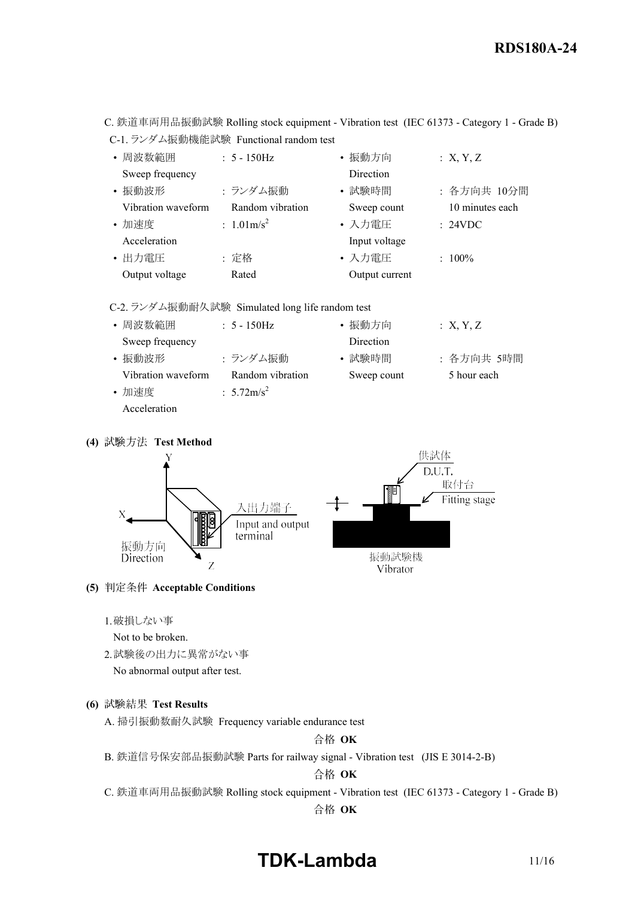C. 鉄道車両用品振動試験 Rolling stock equipment - Vibration test (IEC 61373 - Category 1 - Grade B)

C-1. ランダム振動機能試験 Functional random test

- 周波数範囲 Sweep frequency : 5 - 150Hz
- 振動方向 Direction : X, Y, Z
- 振動波形 Vibration waveform : ランダム振動 Random vibration
- 試験時間 Sweep count : 各方向共 10分間 10 minutes each
- 加速度 Acceleration : $1.01m/s^2$
- 入力電圧 Input voltage : 24VDC
- 出力電圧 Output voltage : 定格 Rated
- 入力電圧 Output current : 100%

C-2. ランダム振動耐久試験 Simulated long life random test

- 周波数範囲 Sweep frequency : 5 - 150Hz
- 振動方向 Direction : X, Y, Z
- 振動波形 Vibration waveform : ランダム振動 Random vibration
- 試験時間 Sweep count : 各方向共 5時間 5 hour each
- 加速度 Acceleration : $5.72m/s^2$

**(4)** 試験方法 **Test Method**

Y, X, Z
振動方向 Direction
入出力端子 Input and output terminal
供試体 D.U.T.
取付台 Fitting stage
振動試験機 Vibrator

**(5)** 判定条件 **Acceptable Conditions**

1. 破損しない事
   Not to be broken.
2. 試験後の出力に異常がない事
   No abnormal output after test.

**(6)** 試験結果 **Test Results**

A. 掃引振動数耐久試験 Frequency variable endurance test

合格 **OK**

B. 鉄道信号保安部品振動試験 Parts for railway signal - Vibration test (JIS E 3014-2-B)

合格 **OK**

C. 鉄道車両用品振動試験 Rolling stock equipment - Vibration test (IEC 61373 - Category 1 - Grade B)

合格 **OK**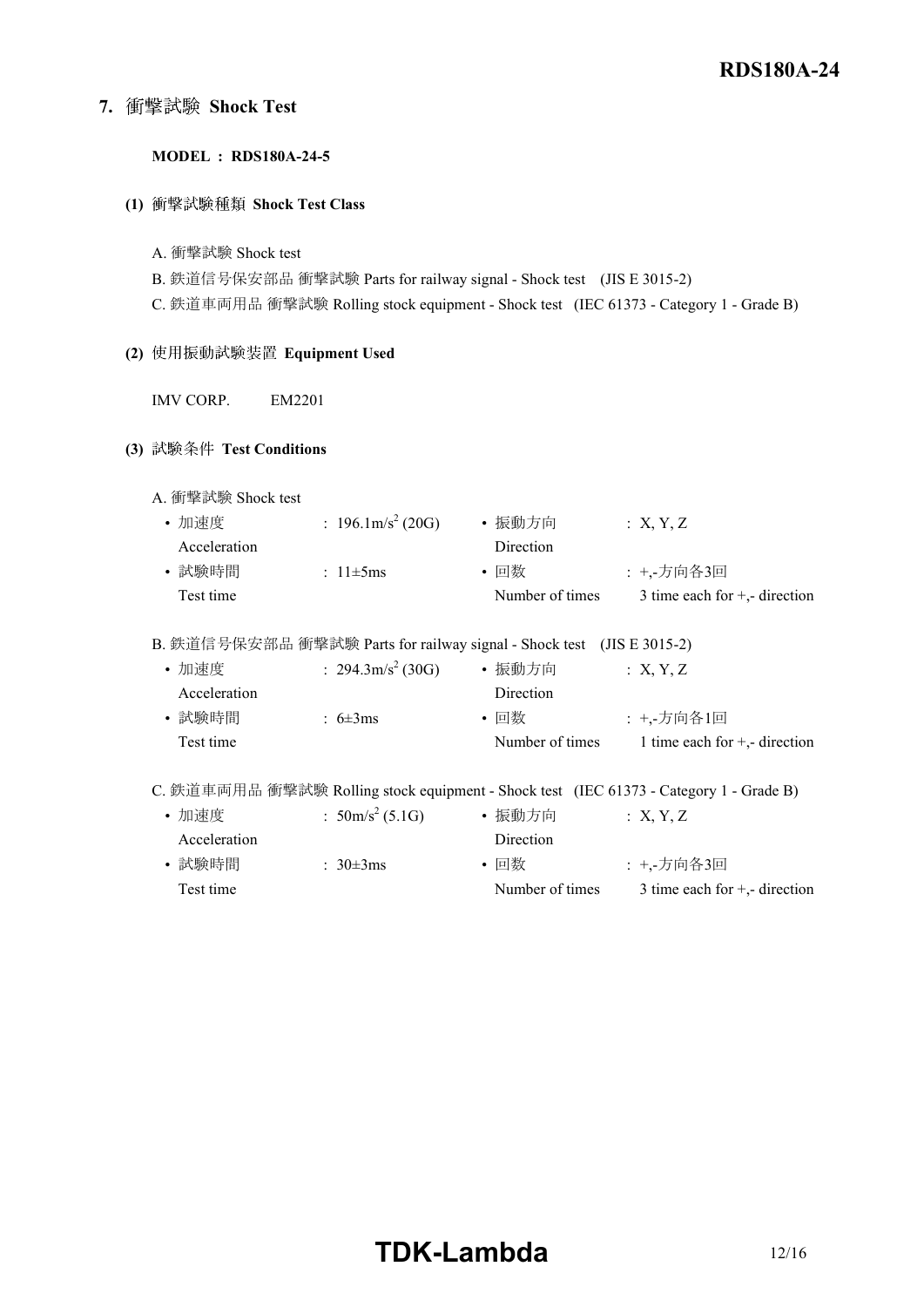## 7. 衝撃試験 Shock Test

**MODEL : RDS180A-24-5**

### (1) 衝撃試験種類 Shock Test Class

A. 衝撃試験 Shock test

B. 鉄道信号保安部品 衝撃試験 Parts for railway signal - Shock test (JIS E 3015-2)

C. 鉄道車両用品 衝撃試験 Rolling stock equipment - Shock test (IEC 61373 - Category 1 - Grade B)

### (2) 使用振動試験装置 Equipment Used

IMV CORP. EM2201

### (3) 試験条件 Test Conditions

A. 衝撃試験 Shock test

- 加速度 Acceleration : 196.1m/s$^2$ (20G)
- 振動方向 Direction : X, Y, Z
- 試験時間 Test time : 11±5ms
- 回数 Number of times : +,-方向各3回 3 time each for +,- direction

B. 鉄道信号保安部品 衝撃試験 Parts for railway signal - Shock test (JIS E 3015-2)

- 加速度 Acceleration : 294.3m/s$^2$ (30G)
- 振動方向 Direction : X, Y, Z
- 試験時間 Test time : 6±3ms
- 回数 Number of times : +,-方向各1回 1 time each for +,- direction

C. 鉄道車両用品 衝撃試験 Rolling stock equipment - Shock test (IEC 61373 - Category 1 - Grade B)

- 加速度 Acceleration : 50m/s$^2$ (5.1G)
- 振動方向 Direction : X, Y, Z
- 試験時間 Test time : 30±3ms
- 回数 Number of times : +,-方向各3回 3 time each for +,- direction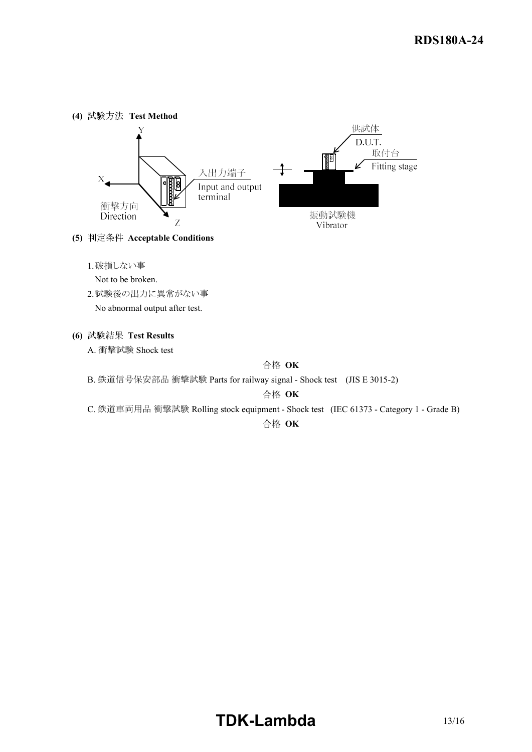**(4)** 試験方法 **Test Method**

**(5)** 判定条件 **Acceptable Conditions**

1. 破損しない事
   Not to be broken.
2. 試験後の出力に異常がない事
   No abnormal output after test.

**(6)** 試験結果 **Test Results**

A. 衝撃試験 Shock test

合格 **OK**

B. 鉄道信号保安部品 衝撃試験 Parts for railway signal - Shock test (JIS E 3015-2)

合格 **OK**

C. 鉄道車両用品 衝撃試験 Rolling stock equipment - Shock test (IEC 61373 - Category 1 - Grade B)

合格 **OK**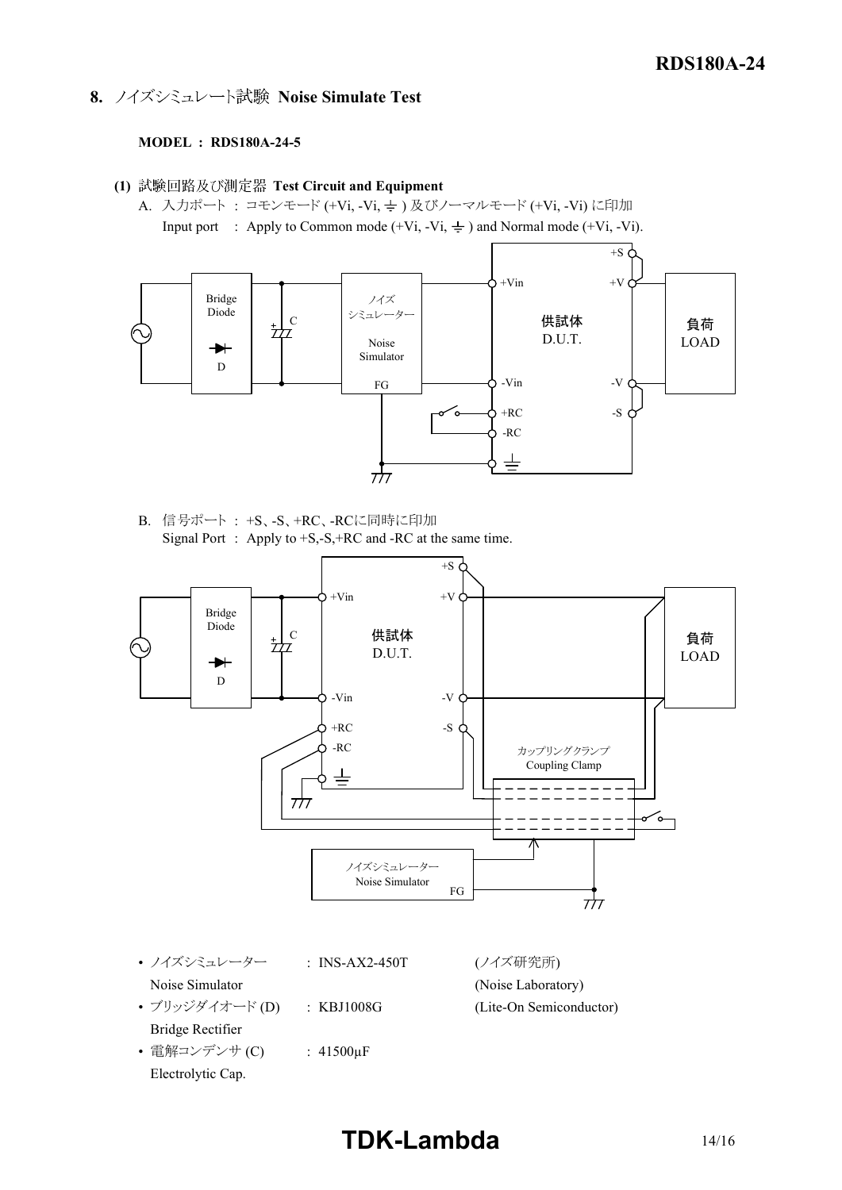## 8. ノイズシミュレート試験 Noise Simulate Test

**MODEL : RDS180A-24-5**

**(1)** 試験回路及び測定器 **Test Circuit and Equipment**

A. 入力ポート : コモンモード (+Vi, -Vi, ⏚ ) 及びノーマルモード (+Vi, -Vi) に印加
Input port : Apply to Common mode (+Vi, -Vi, ⏚ ) and Normal mode (+Vi, -Vi).

B. 信号ポート : +S、-S、+RC、-RCに同時に印加
Signal Port : Apply to +S,-S,+RC and -RC at the same time.

- ノイズシミュレーター Noise Simulator : INS-AX2-450T (ノイズ研究所) (Noise Laboratory)
- ブリッジダイオード (D) Bridge Rectifier : KBJ1008G (Lite-On Semiconductor)
- 電解コンデンサ (C) Electrolytic Cap. : 41500μF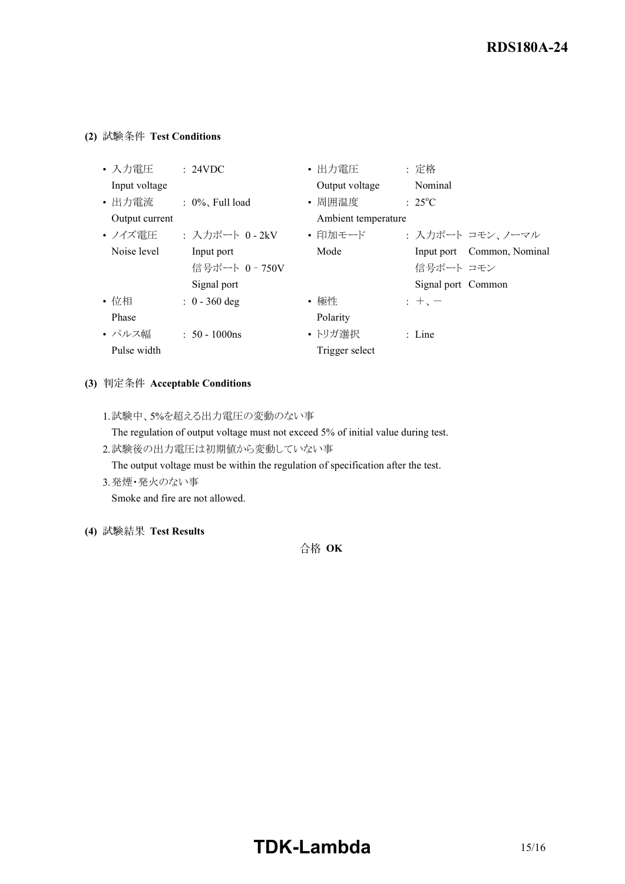**(2)** 試験条件 **Test Conditions**

| | | | |
|---|---|---|---|
| • 入力電圧 Input voltage | : 24VDC | • 出力電圧 Output voltage | : 定格 Nominal |
| • 出力電流 Output current | : 0%、Full load | • 周囲温度 Ambient temperature | : 25°C |
| • ノイズ電圧 Noise level | : 入力ポート 0 - 2kV Input port<br>信号ポート 0 - 750V Signal port | • 印加モード Mode | : 入力ポート コモン、ノーマル Input port Common, Nominal<br>信号ポート コモン Signal port Common |
| • 位相 Phase | : 0 - 360 deg | • 極性 Polarity | : +、− |
| • パルス幅 Pulse width | : 50 - 1000ns | • トリガ選択 Trigger select | : Line |

**(3)** 判定条件 **Acceptable Conditions**

1. 試験中、5%を超える出力電圧の変動のない事
   The regulation of output voltage must not exceed 5% of initial value during test.
2. 試験後の出力電圧は初期値から変動していない事
   The output voltage must be within the regulation of specification after the test.
3. 発煙・発火のない事
   Smoke and fire are not allowed.

**(4)** 試験結果 **Test Results**

合格 **OK**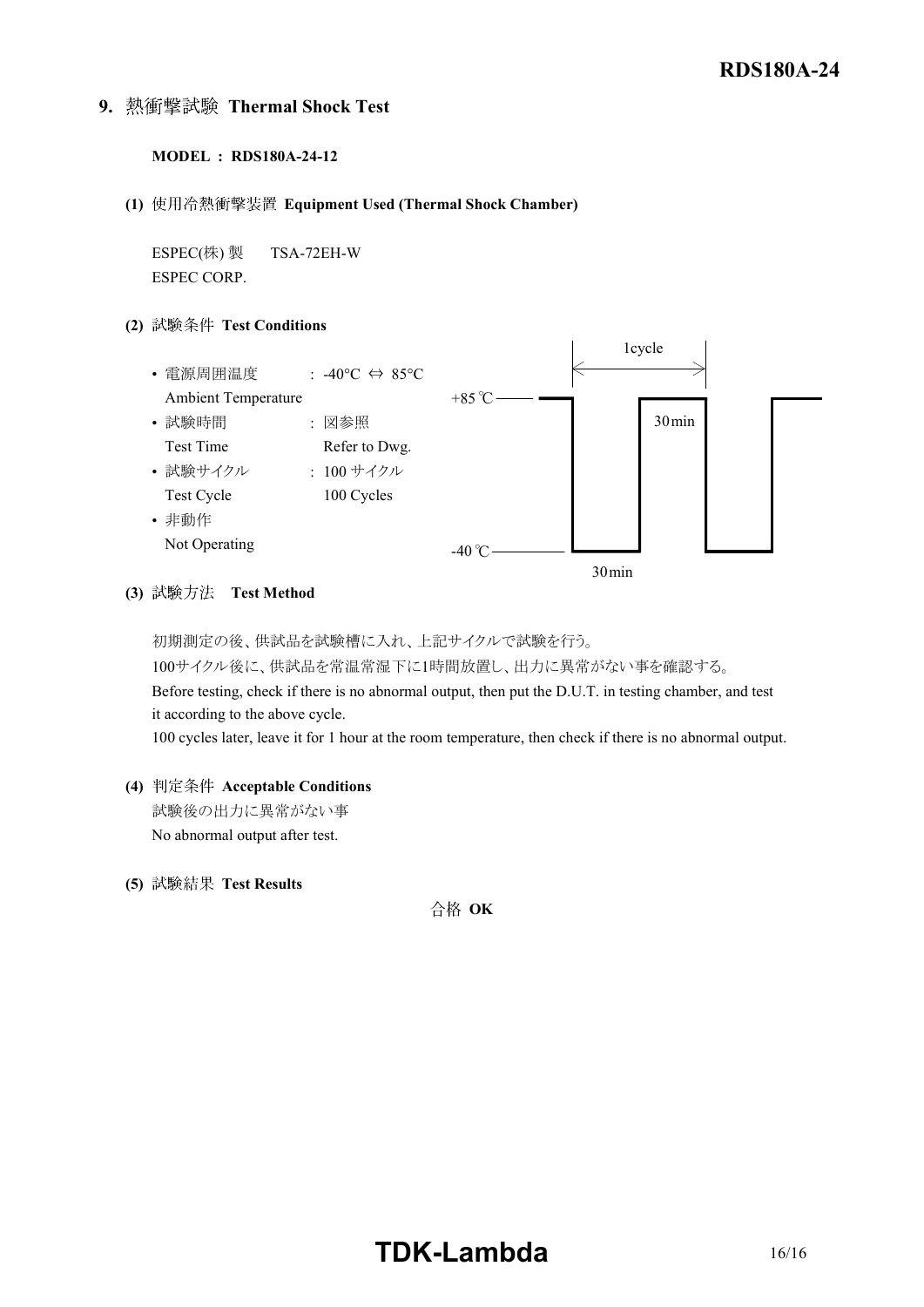## 9. 熱衝撃試験 Thermal Shock Test

**MODEL : RDS180A-24-12**

**(1)** 使用冷熱衝撃装置 **Equipment Used (Thermal Shock Chamber)**

ESPEC(株) 製　TSA-72EH-W
ESPEC CORP.

**(2)** 試験条件 **Test Conditions**

- 電源周囲温度 : -40°C ⇔ 85°C
  Ambient Temperature
- 試験時間 : 図参照
  Test Time　Refer to Dwg.
- 試験サイクル : 100 サイクル
  Test Cycle　100 Cycles
- 非動作
  Not Operating

1cycle
+85℃
30min
-40℃
30min

**(3)** 試験方法 **Test Method**

初期測定の後、供試品を試験槽に入れ、上記サイクルで試験を行う。
100サイクル後に、供試品を常温常湿下に1時間放置し、出力に異常がない事を確認する。
Before testing, check if there is no abnormal output, then put the D.U.T. in testing chamber, and test it according to the above cycle.
100 cycles later, leave it for 1 hour at the room temperature, then check if there is no abnormal output.

**(4)** 判定条件 **Acceptable Conditions**

試験後の出力に異常がない事
No abnormal output after test.

**(5)** 試験結果 **Test Results**

合格 **OK**